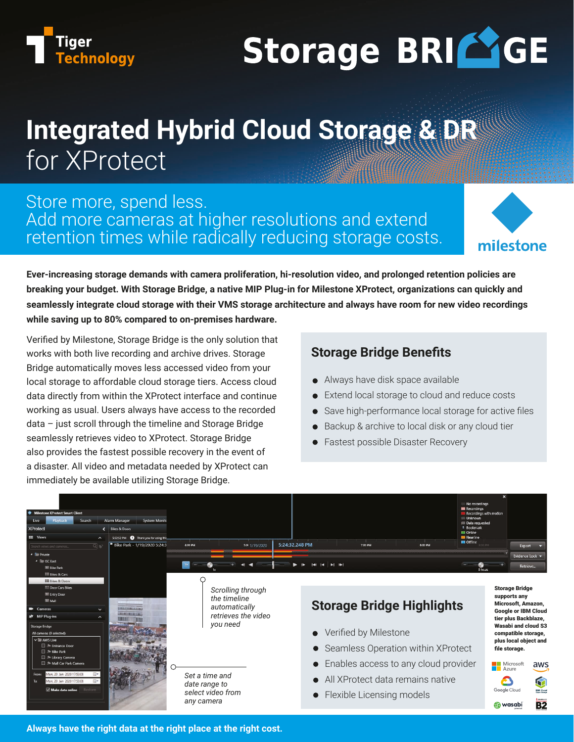Tiger Technology

# Storage BRIDGE

## Integrated Hybrid Cloud Storage & DR for XProtect

Store more, spend less.
Add more cameras at higher resolutions and extend retention times while radically reducing storage costs.

milestone

**Ever-increasing storage demands with camera proliferation, hi-resolution video, and prolonged retention policies are breaking your budget. With Storage Bridge, a native MIP Plug-in for Milestone XProtect, organizations can quickly and seamlessly integrate cloud storage with their VMS storage architecture and always have room for new video recordings while saving up to 80% compared to on-premises hardware.**

Verified by Milestone, Storage Bridge is the only solution that works with both live recording and archive drives. Storage Bridge automatically moves less accessed video from your local storage to affordable cloud storage tiers. Access cloud data directly from within the XProtect interface and continue working as usual. Users always have access to the recorded data – just scroll through the timeline and Storage Bridge seamlessly retrieves video to XProtect. Storage Bridge also provides the fastest possible recovery in the event of a disaster. All video and metadata needed by XProtect can immediately be available utilizing Storage Bridge.

### Storage Bridge Benefits

- Always have disk space available
- Extend local storage to cloud and reduce costs
- Save high-performance local storage for active files
- Backup & archive to local disk or any cloud tier
- Fastest possible Disaster Recovery

*Scrolling through the timeline automatically retrieves the video you need*

*Set a time and date range to select video from any camera*

### Storage Bridge Highlights

- Verified by Milestone
- Seamless Operation within XProtect
- Enables access to any cloud provider
- All XProtect data remains native
- Flexible Licensing models

**Storage Bridge supports any Microsoft, Amazon, Google or IBM Cloud tier plus Backblaze, Wasabi and cloud S3 compatible storage, plus local object and file storage.**

**Always have the right data at the right place at the right cost.**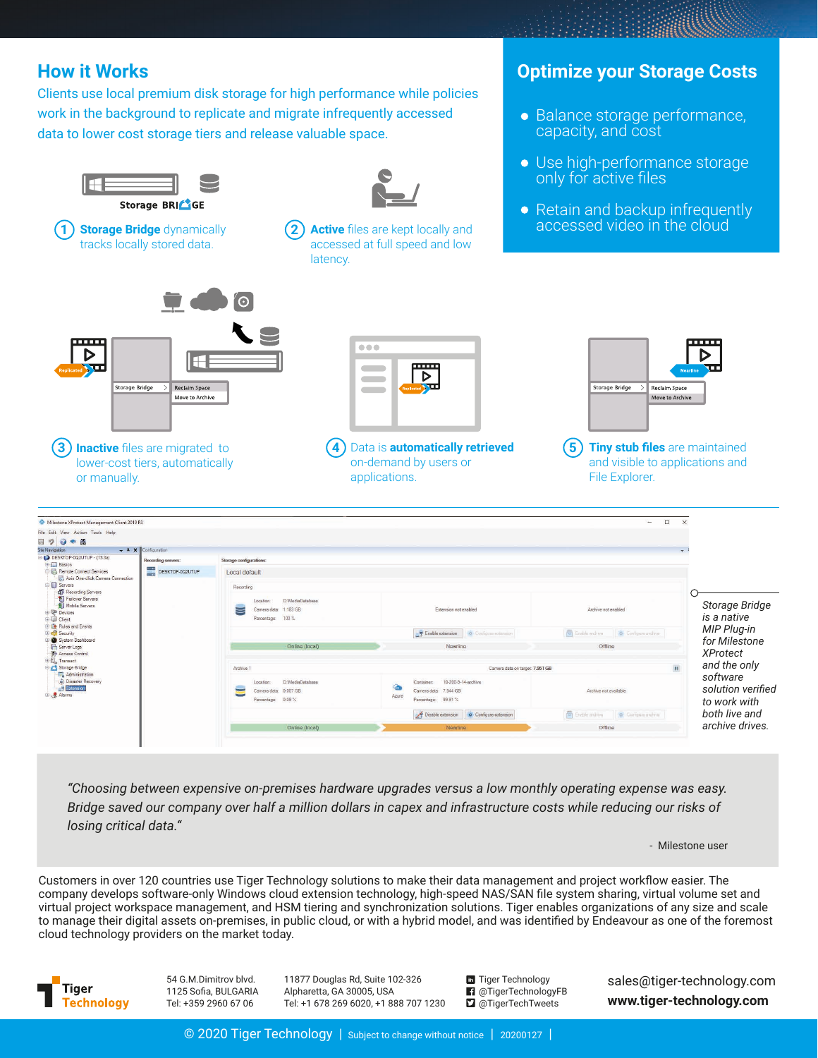## How it Works

Clients use local premium disk storage for high performance while policies work in the background to replicate and migrate infrequently accessed data to lower cost storage tiers and release valuable space.

1. **Storage Bridge** dynamically tracks locally stored data.
2. **Active** files are kept locally and accessed at full speed and low latency.
3. **Inactive** files are migrated to lower-cost tiers, automatically or manually.
4. Data is **automatically retrieved** on-demand by users or applications.
5. **Tiny stub files** are maintained and visible to applications and File Explorer.

## Optimize your Storage Costs

- Balance storage performance, capacity, and cost
- Use high-performance storage only for active files
- Retain and backup infrequently accessed video in the cloud

*Storage Bridge is a native MIP Plug-in for Milestone XProtect and the only software solution verified to work with both live and archive drives.*

> *"Choosing between expensive on-premises hardware upgrades versus a low monthly operating expense was easy. Bridge saved our company over half a million dollars in capex and infrastructure costs while reducing our risks of losing critical data."*
>
> \- Milestone user

Customers in over 120 countries use Tiger Technology solutions to make their data management and project workflow easier. The company develops software-only Windows cloud extension technology, high-speed NAS/SAN file system sharing, virtual volume set and virtual project workspace management, and HSM tiering and synchronization solutions. Tiger enables organizations of any size and scale to manage their digital assets on-premises, in public cloud, or with a hybrid model, and was identified by Endeavour as one of the foremost cloud technology providers on the market today.

**Tiger Technology**

54 G.M.Dimitrov blvd.
1125 Sofia, BULGARIA
Tel: +359 2960 67 06

11877 Douglas Rd, Suite 102-326
Alpharetta, GA 30005, USA
Tel: +1 678 269 6020, +1 888 707 1230

Tiger Technology
@TigerTechnologyFB
@TigerTechTweets

sales@tiger-technology.com
**www.tiger-technology.com**

© 2020 Tiger Technology | Subject to change without notice | 20200127 |